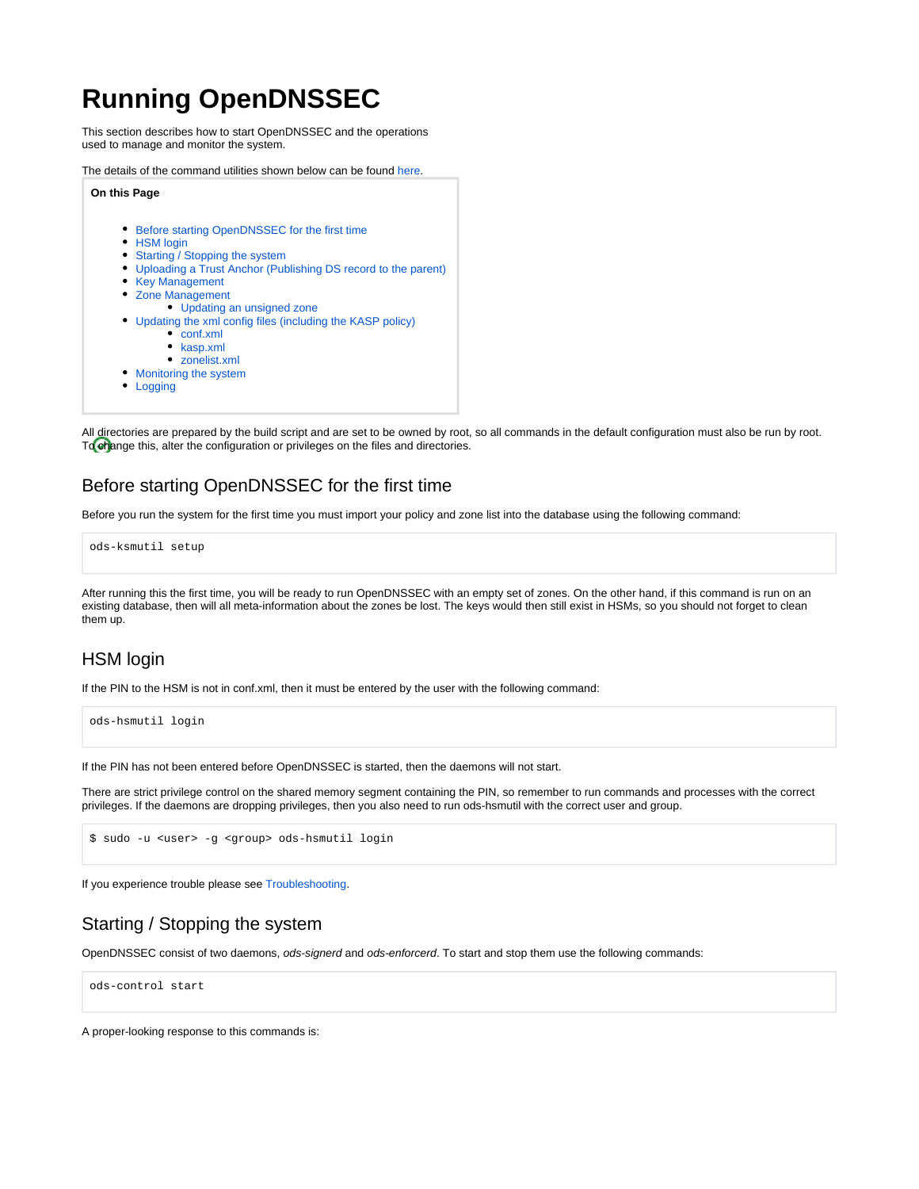# Running OpenDNSSEC

This section describes how to start OpenDNSSEC and the operations used to manage and monitor the system.

The details of the command utilities shown below can be found here.

**On this Page**

- Before starting OpenDNSSEC for the first time
- HSM login
- Starting / Stopping the system
- Uploading a Trust Anchor (Publishing DS record to the parent)
- Key Management
- Zone Management
  - Updating an unsigned zone
- Updating the xml config files (including the KASP policy)
  - conf.xml
  - kasp.xml
  - zonelist.xml
- Monitoring the system
- Logging

All directories are prepared by the build script and are set to be owned by root, so all commands in the default configuration must also be run by root. To change this, alter the configuration or privileges on the files and directories.

## Before starting OpenDNSSEC for the first time

Before you run the system for the first time you must import your policy and zone list into the database using the following command:

```
ods-ksmutil setup
```

After running this the first time, you will be ready to run OpenDNSSEC with an empty set of zones. On the other hand, if this command is run on an existing database, then will all meta-information about the zones be lost. The keys would then still exist in HSMs, so you should not forget to clean them up.

## HSM login

If the PIN to the HSM is not in conf.xml, then it must be entered by the user with the following command:

```
ods-hsmutil login
```

If the PIN has not been entered before OpenDNSSEC is started, then the daemons will not start.

There are strict privilege control on the shared memory segment containing the PIN, so remember to run commands and processes with the correct privileges. If the daemons are dropping privileges, then you also need to run ods-hsmutil with the correct user and group.

```
$ sudo -u <user> -g <group> ods-hsmutil login
```

If you experience trouble please see Troubleshooting.

## Starting / Stopping the system

OpenDNSSEC consist of two daemons, *ods-signerd* and *ods-enforcerd*. To start and stop them use the following commands:

```
ods-control start
```

A proper-looking response to this commands is: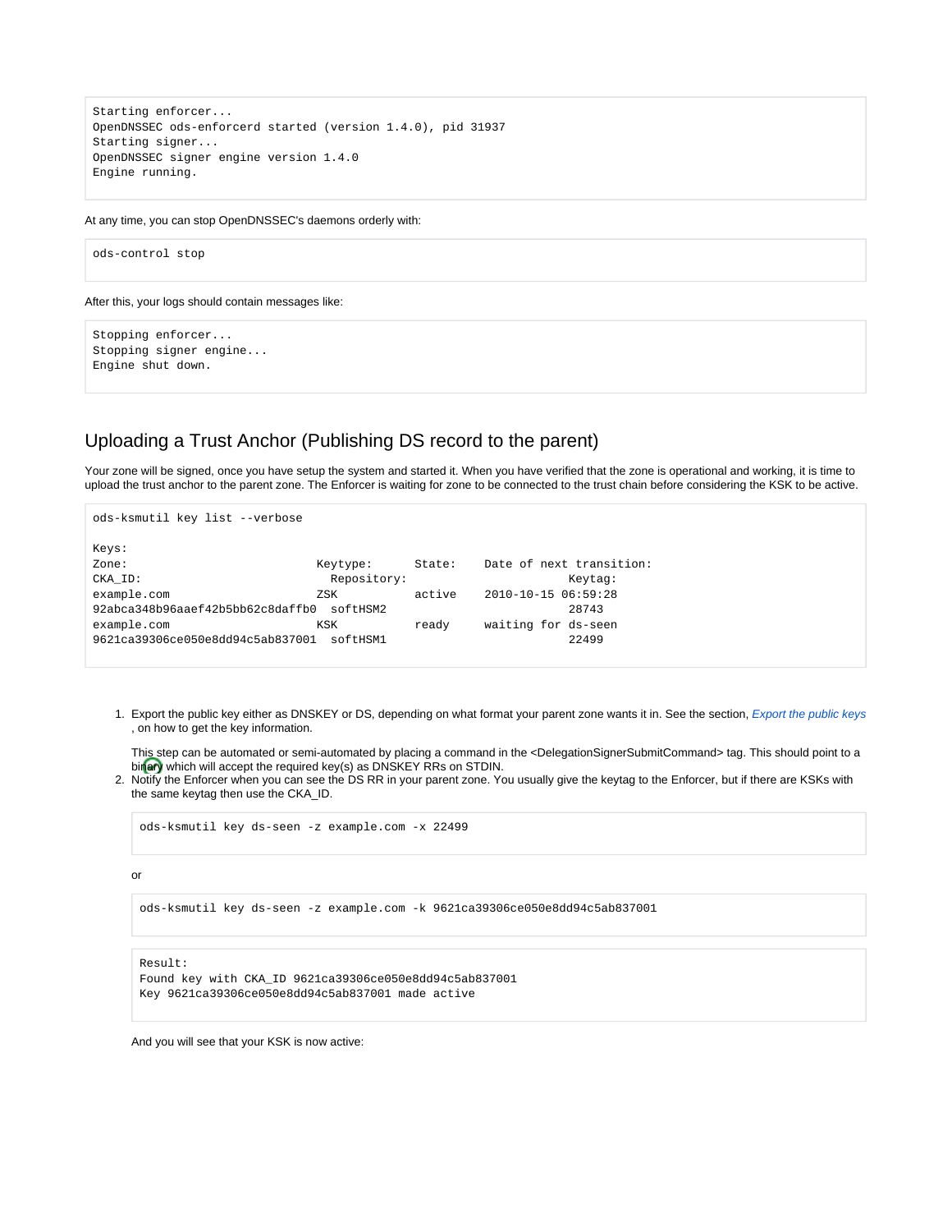```
Starting enforcer...
OpenDNSSEC ods-enforcerd started (version 1.4.0), pid 31937
Starting signer...
OpenDNSSEC signer engine version 1.4.0
Engine running.
```

At any time, you can stop OpenDNSSEC's daemons orderly with:

```
ods-control stop
```

After this, your logs should contain messages like:

```
Stopping enforcer...
Stopping signer engine...
Engine shut down.
```

## Uploading a Trust Anchor (Publishing DS record to the parent)

Your zone will be signed, once you have setup the system and started it. When you have verified that the zone is operational and working, it is time to upload the trust anchor to the parent zone. The Enforcer is waiting for zone to be connected to the trust chain before considering the KSK to be active.

```
ods-ksmutil key list --verbose

Keys:
Zone:                           Keytype:      State:    Date of next transition:
CKA_ID:                           Repository:                       Keytag:
example.com                     ZSK           active    2010-10-15 06:59:28
92abca348b96aaef42b5bb62c8daffb0  softHSM2                          28743
example.com                     KSK           ready     waiting for ds-seen
9621ca39306ce050e8dd94c5ab837001  softHSM1                          22499
```

1. Export the public key either as DNSKEY or DS, depending on what format your parent zone wants it in. See the section, *Export the public keys*, on how to get the key information.

   This step can be automated or semi-automated by placing a command in the <DelegationSignerSubmitCommand> tag. This should point to a binary which will accept the required key(s) as DNSKEY RRs on STDIN.
2. Notify the Enforcer when you can see the DS RR in your parent zone. You usually give the keytag to the Enforcer, but if there are KSKs with the same keytag then use the CKA_ID.

   ```
   ods-ksmutil key ds-seen -z example.com -x 22499
   ```

   or

   ```
   ods-ksmutil key ds-seen -z example.com -k 9621ca39306ce050e8dd94c5ab837001
   ```

   ```
   Result:
   Found key with CKA_ID 9621ca39306ce050e8dd94c5ab837001
   Key 9621ca39306ce050e8dd94c5ab837001 made active
   ```

   And you will see that your KSK is now active: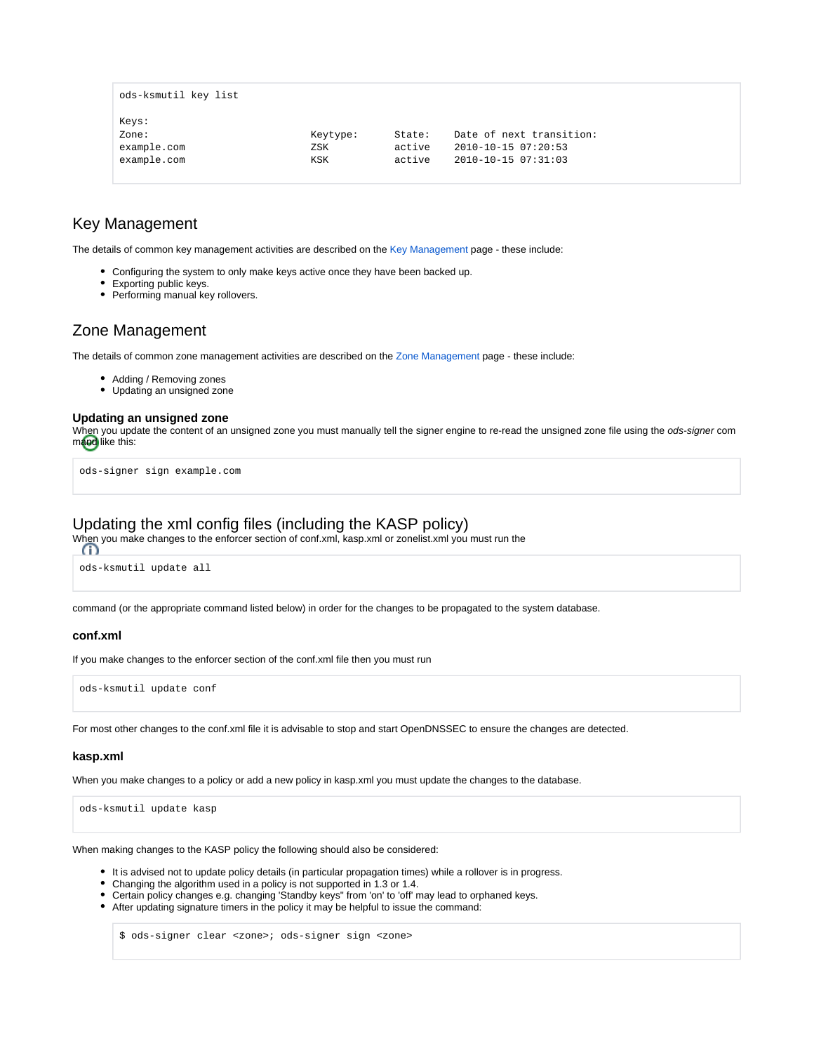```
ods-ksmutil key list

Keys:
Zone:                           Keytype:      State:    Date of next transition:
example.com                     ZSK           active    2010-10-15 07:20:53
example.com                     KSK           active    2010-10-15 07:31:03
```

## Key Management

The details of common key management activities are described on the Key Management page - these include:

- Configuring the system to only make keys active once they have been backed up.
- Exporting public keys.
- Performing manual key rollovers.

## Zone Management

The details of common zone management activities are described on the Zone Management page - these include:

- Adding / Removing zones
- Updating an unsigned zone

### Updating an unsigned zone

When you update the content of an unsigned zone you must manually tell the signer engine to re-read the unsigned zone file using the *ods-signer* command like this:

```
ods-signer sign example.com
```

## Updating the xml config files (including the KASP policy)

When you make changes to the enforcer section of conf.xml, kasp.xml or zonelist.xml you must run the

```
ods-ksmutil update all
```

command (or the appropriate command listed below) in order for the changes to be propagated to the system database.

### conf.xml

If you make changes to the enforcer section of the conf.xml file then you must run

```
ods-ksmutil update conf
```

For most other changes to the conf.xml file it is advisable to stop and start OpenDNSSEC to ensure the changes are detected.

### kasp.xml

When you make changes to a policy or add a new policy in kasp.xml you must update the changes to the database.

```
ods-ksmutil update kasp
```

When making changes to the KASP policy the following should also be considered:

- It is advised not to update policy details (in particular propagation times) while a rollover is in progress.
- Changing the algorithm used in a policy is not supported in 1.3 or 1.4.
- Certain policy changes e.g. changing 'Standby keys" from 'on' to 'off' may lead to orphaned keys.
- After updating signature timers in the policy it may be helpful to issue the command:

```
$ ods-signer clear <zone>; ods-signer sign <zone>
```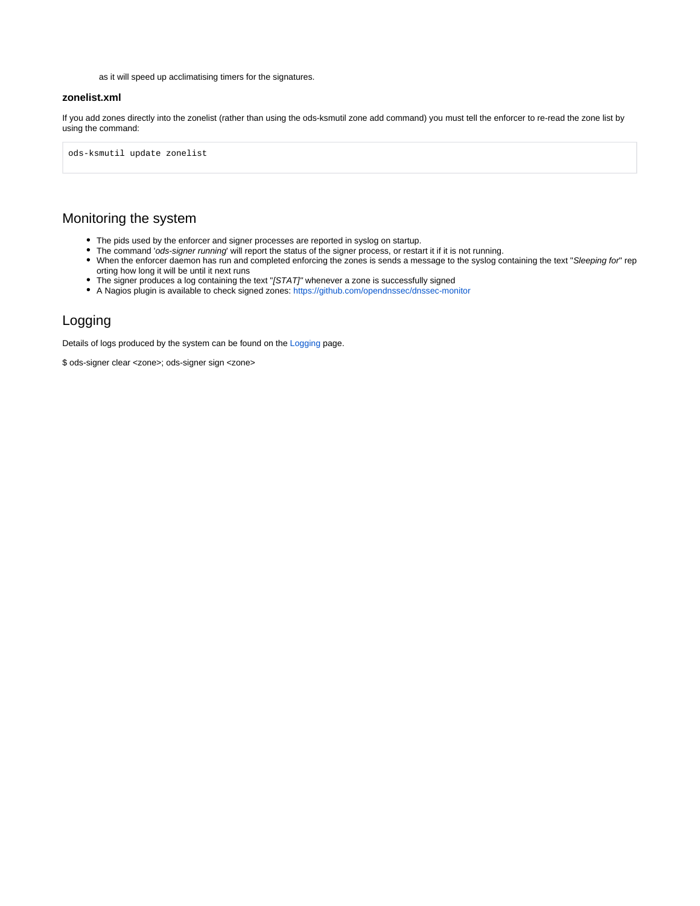as it will speed up acclimatising timers for the signatures.

### zonelist.xml

If you add zones directly into the zonelist (rather than using the ods-ksmutil zone add command) you must tell the enforcer to re-read the zone list by using the command:

```
ods-ksmutil update zonelist
```

## Monitoring the system

- The pids used by the enforcer and signer processes are reported in syslog on startup.
- The command '*ods-signer running*' will report the status of the signer process, or restart it if it is not running.
- When the enforcer daemon has run and completed enforcing the zones is sends a message to the syslog containing the text "*Sleeping for*" reporting how long it will be until it next runs
- The signer produces a log containing the text "*[STAT]"* whenever a zone is successfully signed
- A Nagios plugin is available to check signed zones: https://github.com/opendnssec/dnssec-monitor

## Logging

Details of logs produced by the system can be found on the Logging page.

$ ods-signer clear <zone>; ods-signer sign <zone>